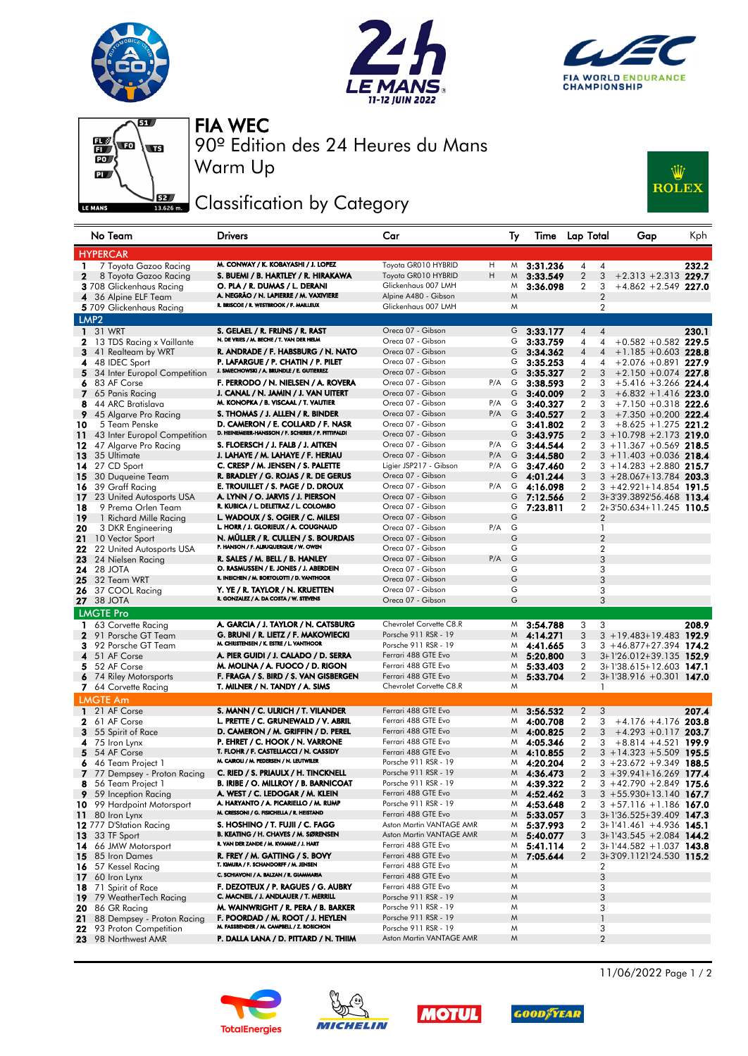# FIA WEC

## 90º Edition des 24 Heures du Mans

## Warm Up

## Classification by Category

| No | Team | Drivers | Car | | Ty | Time | Lap | Total | Gap | | Kph |
|---|---|---|---|---|---|---|---|---|---|---|---|
| **HYPERCAR** | | | | | | | | | | | |
| 1 | 7 Toyota Gazoo Racing | M. CONWAY / K. KOBAYASHI / J. LOPEZ | Toyota GR010 HYBRID | H | M | 3:31.236 | 4 | 4 | | | 232.2 |
| 2 | 8 Toyota Gazoo Racing | S. BUEMI / B. HARTLEY / R. HIRAKAWA | Toyota GR010 HYBRID | H | M | 3:33.549 | 2 | 3 | +2.313 | +2.313 | 229.7 |
| 3 | 708 Glickenhaus Racing | O. PLA / R. DUMAS / L. DERANI | Glickenhaus 007 LMH | | M | 3:36.098 | 2 | 3 | +4.862 | +2.549 | 227.0 |
| 4 | 36 Alpine ELF Team | A. NEGRÃO / N. LAPIERRE / M. VAXIVIERE | Alpine A480 - Gibson | | M | | | 2 | | | |
| 5 | 709 Glickenhaus Racing | R. BRISCOE / R. WESTBROOK / F. MAILLEUX | Glickenhaus 007 LMH | | M | | | 2 | | | |
| **LMP2** | | | | | | | | | | | |
| 1 | 31 WRT | S. GELAEL / R. FRIJNS / R. RAST | Oreca 07 - Gibson | | G | 3:33.177 | 4 | 4 | | | 230.1 |
| 2 | 13 TDS Racing x Vaillante | N. DE VRIES / M. BECHE / T. VAN DER HELM | Oreca 07 - Gibson | | G | 3:33.759 | 4 | 4 | +0.582 | +0.582 | 229.5 |
| 3 | 41 Realteam by WRT | R. ANDRADE / F. HABSBURG / N. NATO | Oreca 07 - Gibson | | G | 3:34.362 | 4 | 4 | +1.185 | +0.603 | 228.8 |
| 4 | 48 IDEC Sport | P. LAFARGUE / P. CHATIN / P. PILET | Oreca 07 - Gibson | | G | 3:35.253 | 4 | 4 | +2.076 | +0.891 | 227.9 |
| 5 | 34 Inter Europol Competition | J. SMIECHOWSKI / A. BRUNDLE / E. GUTIERREZ | Oreca 07 - Gibson | | G | 3:35.327 | 2 | 3 | +2.150 | +0.074 | 227.8 |
| 6 | 83 AF Corse | F. PERRODO / N. NIELSEN / A. ROVERA | Oreca 07 - Gibson | P/A | G | 3:38.593 | 2 | 3 | +5.416 | +3.266 | 224.4 |
| 7 | 65 Panis Racing | J. CANAL / N. JAMIN / J. VAN UITERT | Oreca 07 - Gibson | | G | 3:40.009 | 2 | 3 | +6.832 | +1.416 | 223.0 |
| 8 | 44 ARC Bratislava | M. KONOPKA / B. VISCAAL / T. VAUTIER | Oreca 07 - Gibson | P/A | G | 3:40.327 | 2 | 3 | +7.150 | +0.318 | 222.6 |
| 9 | 45 Algarve Pro Racing | S. THOMAS / J. ALLEN / R. BINDER | Oreca 07 - Gibson | P/A | G | 3:40.527 | 2 | 3 | +7.350 | +0.200 | 222.4 |
| 10 | 5 Team Penske | D. CAMERON / E. COLLARD / F. NASR | Oreca 07 - Gibson | | G | 3:41.802 | 2 | 3 | +8.625 | +1.275 | 221.2 |
| 11 | 43 Inter Europol Competition | D. HEINEMEIER-HANSSON / F. SCHERER / P. FITTIPALDI | Oreca 07 - Gibson | | G | 3:43.975 | 2 | 3 | +10.798 | +2.173 | 219.0 |
| 12 | 47 Algarve Pro Racing | S. FLOERSCH / J. FALB / J. AITKEN | Oreca 07 - Gibson | P/A | G | 3:44.544 | 2 | 3 | +11.367 | +0.569 | 218.5 |
| 13 | 35 Ultimate | J. LAHAYE / M. LAHAYE / F. HERIAU | Oreca 07 - Gibson | P/A | G | 3:44.580 | 2 | 3 | +11.403 | +0.036 | 218.4 |
| 14 | 27 CD Sport | C. CRESP / M. JENSEN / S. PALETTE | Ligier JSP217 - Gibson | P/A | G | 3:47.460 | 2 | 3 | +14.283 | +2.880 | 215.7 |
| 15 | 30 Duqueine Team | R. BRADLEY / G. ROJAS / R. DE GERUS | Oreca 07 - Gibson | | G | 4:01.244 | 3 | 3 | +28.067 | +13.784 | 203.3 |
| 16 | 39 Graff Racing | E. TROUILLET / S. PAGE / D. DROUX | Oreca 07 - Gibson | P/A | G | 4:16.098 | 2 | 3 | +42.921 | +14.854 | 191.5 |
| 17 | 23 United Autosports USA | A. LYNN / O. JARVIS / J. PIERSON | Oreca 07 - Gibson | | G | 7:12.566 | 2 | 3 | +3'39.389 | 2'56.468 | 113.4 |
| 18 | 9 Prema Orlen Team | R. KUBICA / L. DELETRAZ / L. COLOMBO | Oreca 07 - Gibson | | G | 7:23.811 | 2 | 2 | +3'50.634 | +11.245 | 110.5 |
| 19 | 1 Richard Mille Racing | L. WADOUX / S. OGIER / C. MILESI | Oreca 07 - Gibson | | G | | | 2 | | | |
| 20 | 3 DKR Engineering | L. HORR / J. GLORIEUX / A. COUGNAUD | Oreca 07 - Gibson | P/A | G | | | 1 | | | |
| 21 | 10 Vector Sport | N. MÜLLER / R. CULLEN / S. BOURDAIS | Oreca 07 - Gibson | | G | | | 2 | | | |
| 22 | 22 United Autosports USA | P. HANSON / F. ALBUQUERQUE / W. OWEN | Oreca 07 - Gibson | | G | | | 2 | | | |
| 23 | 24 Nielsen Racing | R. SALES / M. BELL / B. HANLEY | Oreca 07 - Gibson | P/A | G | | | 3 | | | |
| 24 | 28 JOTA | O. RASMUSSEN / E. JONES / J. ABERDEIN | Oreca 07 - Gibson | | G | | | 3 | | | |
| 25 | 32 Team WRT | R. INEICHEN / M. BORTOLOTTI / D. VANTHOOR | Oreca 07 - Gibson | | G | | | 3 | | | |
| 26 | 37 COOL Racing | Y. YE / R. TAYLOR / N. KRUETTEN | Oreca 07 - Gibson | | G | | | 3 | | | |
| 27 | 38 JOTA | R. GONZALEZ / A. DA COSTA / W. STEVENS | Oreca 07 - Gibson | | G | | | 3 | | | |
| **LMGTE Pro** | | | | | | | | | | | |
| 1 | 63 Corvette Racing | A. GARCIA / J. TAYLOR / N. CATSBURG | Chevrolet Corvette C8.R | | M | 3:54.788 | 3 | 3 | | | 208.9 |
| 2 | 91 Porsche GT Team | G. BRUNI / R. LIETZ / F. MAKOWIECKI | Porsche 911 RSR - 19 | | M | 4:14.271 | 3 | 3 | +19.483 | +19.483 | 192.9 |
| 3 | 92 Porsche GT Team | M. CHRISTENSEN / K. ESTRE / L. VANTHOOR | Porsche 911 RSR - 19 | | M | 4:41.665 | 3 | 3 | +46.877 | +27.394 | 174.2 |
| 4 | 51 AF Corse | A. PIER GUIDI / J. CALADO / D. SERRA | Ferrari 488 GTE Evo | | M | 5:20.800 | 3 | 3 | +1'26.012 | +39.135 | 152.9 |
| 5 | 52 AF Corse | M. MOLINA / A. FUOCO / D. RIGON | Ferrari 488 GTE Evo | | M | 5:33.403 | 2 | 3 | +1'38.615 | +12.603 | 147.1 |
| 6 | 74 Riley Motorsports | F. FRAGA / S. BIRD / S. VAN GISBERGEN | Ferrari 488 GTE Evo | | M | 5:33.704 | 2 | 3 | +1'38.916 | +0.301 | 147.0 |
| 7 | 64 Corvette Racing | T. MILNER / N. TANDY / A. SIMS | Chevrolet Corvette C8.R | | M | | | 1 | | | |
| **LMGTE Am** | | | | | | | | | | | |
| 1 | 21 AF Corse | S. MANN / C. ULRICH / T. VILANDER | Ferrari 488 GTE Evo | | M | 3:56.532 | 2 | 3 | | | 207.4 |
| 2 | 61 AF Corse | L. PRETTE / C. GRUNEWALD / V. ABRIL | Ferrari 488 GTE Evo | | M | 4:00.708 | 2 | 3 | +4.176 | +4.176 | 203.8 |
| 3 | 55 Spirit of Race | D. CAMERON / M. GRIFFIN / D. PEREL | Ferrari 488 GTE Evo | | M | 4:00.825 | 2 | 3 | +4.293 | +0.117 | 203.7 |
| 4 | 75 Iron Lynx | P. EHRET / C. HOOK / N. VARRONE | Ferrari 488 GTE Evo | | M | 4:05.346 | 2 | 3 | +8.814 | +4.521 | 199.9 |
| 5 | 54 AF Corse | T. FLOHR / F. CASTELLACCI / N. CASSIDY | Ferrari 488 GTE Evo | | M | 4:10.855 | 2 | 3 | +14.323 | +5.509 | 195.5 |
| 6 | 46 Team Project 1 | M. CAIROLI / M. PEDERSEN / N. LEUTWILER | Porsche 911 RSR - 19 | | M | 4:20.204 | 2 | 3 | +23.672 | +9.349 | 188.5 |
| 7 | 77 Dempsey - Proton Racing | C. RIED / S. PRIAULX / H. TINCKNELL | Porsche 911 RSR - 19 | | M | 4:36.473 | 2 | 3 | +39.941 | +16.269 | 177.4 |
| 8 | 56 Team Project 1 | B. IRIBE / O. MILLROY / B. BARNICOAT | Porsche 911 RSR - 19 | | M | 4:39.322 | 2 | 3 | +42.790 | +2.849 | 175.6 |
| 9 | 59 Inception Racing | A. WEST / C. LEDOGAR / M. KLEIN | Ferrari 488 GTE Evo | | M | 4:52.462 | 3 | 3 | +55.930 | +13.140 | 167.7 |
| 10 | 99 Hardpoint Motorsport | A. HARYANTO / A. PICARIELLO / M. RUMP | Porsche 911 RSR - 19 | | M | 4:53.648 | 2 | 3 | +57.116 | +1.186 | 167.0 |
| 11 | 80 Iron Lynx | M. CRESSONI / G. FISICHELLA / R. HEISTAND | Ferrari 488 GTE Evo | | M | 5:33.057 | 3 | 3 | +1'36.525 | +39.409 | 147.3 |
| 12 | 777 D'Station Racing | S. HOSHINO / T. FUJII / C. FAGG | Aston Martin VANTAGE AMR | | M | 5:37.993 | 2 | 3 | +1'41.461 | +4.936 | 145.1 |
| 13 | 33 TF Sport | B. KEATING / H. CHAVES / M. SØRENSEN | Aston Martin VANTAGE AMR | | M | 5:40.077 | 3 | 3 | +1'43.545 | +2.084 | 144.2 |
| 14 | 66 JMW Motorsport | R. VAN DER ZANDE / M. KVAMME / J. HART | Ferrari 488 GTE Evo | | M | 5:41.114 | 2 | 3 | +1'44.582 | +1.037 | 143.8 |
| 15 | 85 Iron Dames | R. FREY / M. GATTING / S. BOVY | Ferrari 488 GTE Evo | | M | 7:05.644 | 2 | 3 | +3'09.112 | 1'24.530 | 115.2 |
| 16 | 57 Kessel Racing | T. KIMURA / F. SCHANDORFF / M. JENSEN | Ferrari 488 GTE Evo | | M | | | 2 | | | |
| 17 | 60 Iron Lynx | C. SCHIAVONI / A. BALZAN / R. GIAMMARIA | Ferrari 488 GTE Evo | | M | | | 3 | | | |
| 18 | 71 Spirit of Race | F. DEZOTEUX / P. RAGUES / G. AUBRY | Ferrari 488 GTE Evo | | M | | | 3 | | | |
| 19 | 79 WeatherTech Racing | C. MACNEIL / J. ANDLAUER / T. MERRILL | Porsche 911 RSR - 19 | | M | | | 3 | | | |
| 20 | 86 GR Racing | M. WAINWRIGHT / R. PERA / B. BARKER | Porsche 911 RSR - 19 | | M | | | 3 | | | |
| 21 | 88 Dempsey - Proton Racing | F. POORDAD / M. ROOT / J. HEYLEN | Porsche 911 RSR - 19 | | M | | | 1 | | | |
| 22 | 93 Proton Competition | M. FASSBENDER / M. CAMPBELL / Z. ROBICHON | Porsche 911 RSR - 19 | | M | | | 3 | | | |
| 23 | 98 Northwest AMR | P. DALLA LANA / D. PITTARD / N. THIIM | Aston Martin VANTAGE AMR | | M | | | 2 | | | |

11/06/2022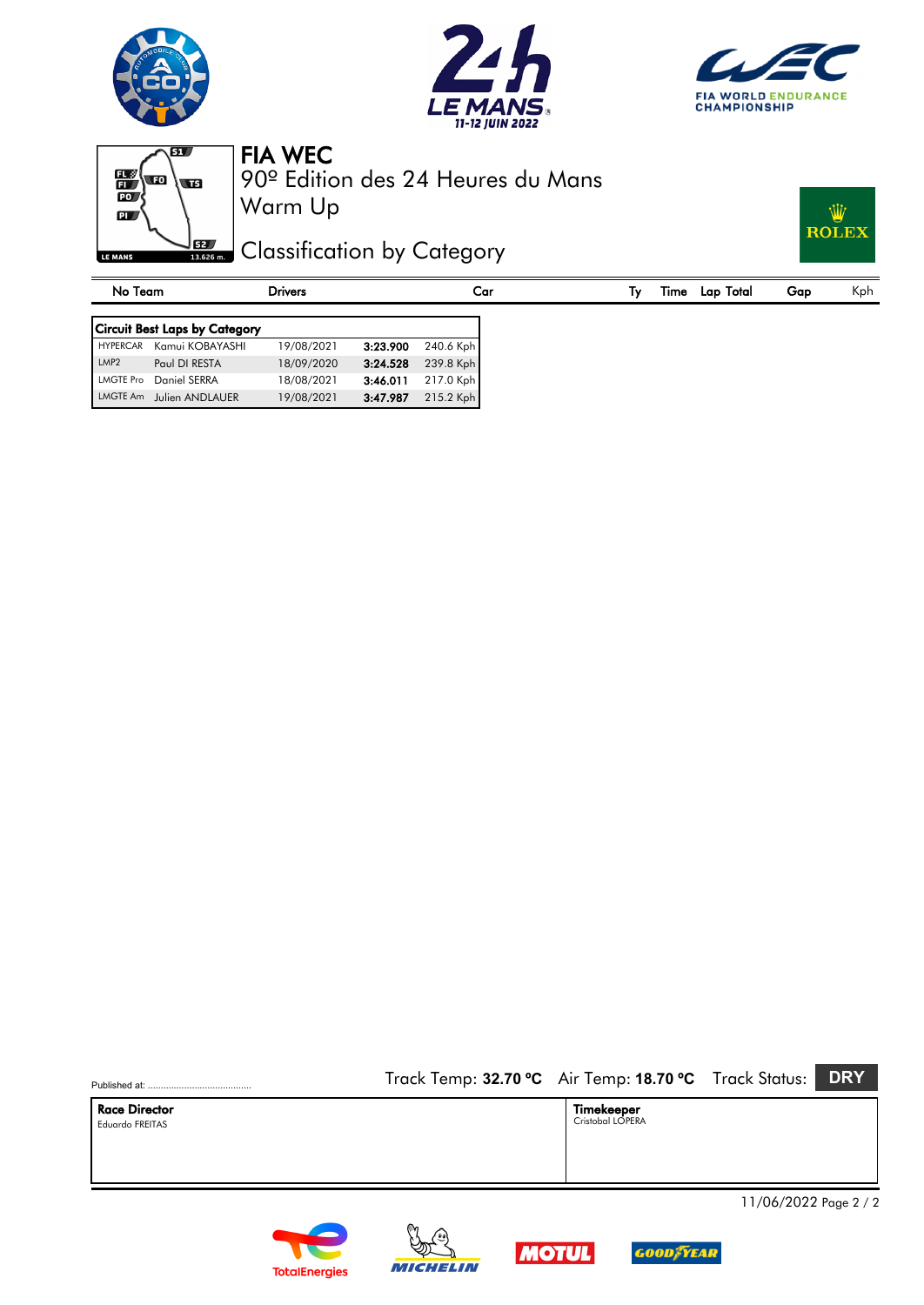# FIA WEC

90º Edition des 24 Heures du Mans

Warm Up

## Classification by Category

| No | Team | Drivers | Car | Ty | Time | Lap | Total | Gap | Kph |
|---|---|---|---|---|---|---|---|---|---|

**Circuit Best Laps by Category**

| | | | | |
|---|---|---|---|---|
| HYPERCAR | Kamui KOBAYASHI | 19/08/2021 | **3:23.900** | 240.6 Kph |
| LMP2 | Paul DI RESTA | 18/09/2020 | **3:24.528** | 239.8 Kph |
| LMGTE Pro | Daniel SERRA | 18/08/2021 | **3:46.011** | 217.0 Kph |
| LMGTE Am | Julien ANDLAUER | 19/08/2021 | **3:47.987** | 215.2 Kph |

Published at: ........................................

Track Temp: **32.70 ºC** Air Temp: **18.70 ºC** Track Status: **DRY**

| | |
|---|---|
| **Race Director** Eduardo FREITAS | **Timekeeper** Cristobal LOPERA |

11/06/2022